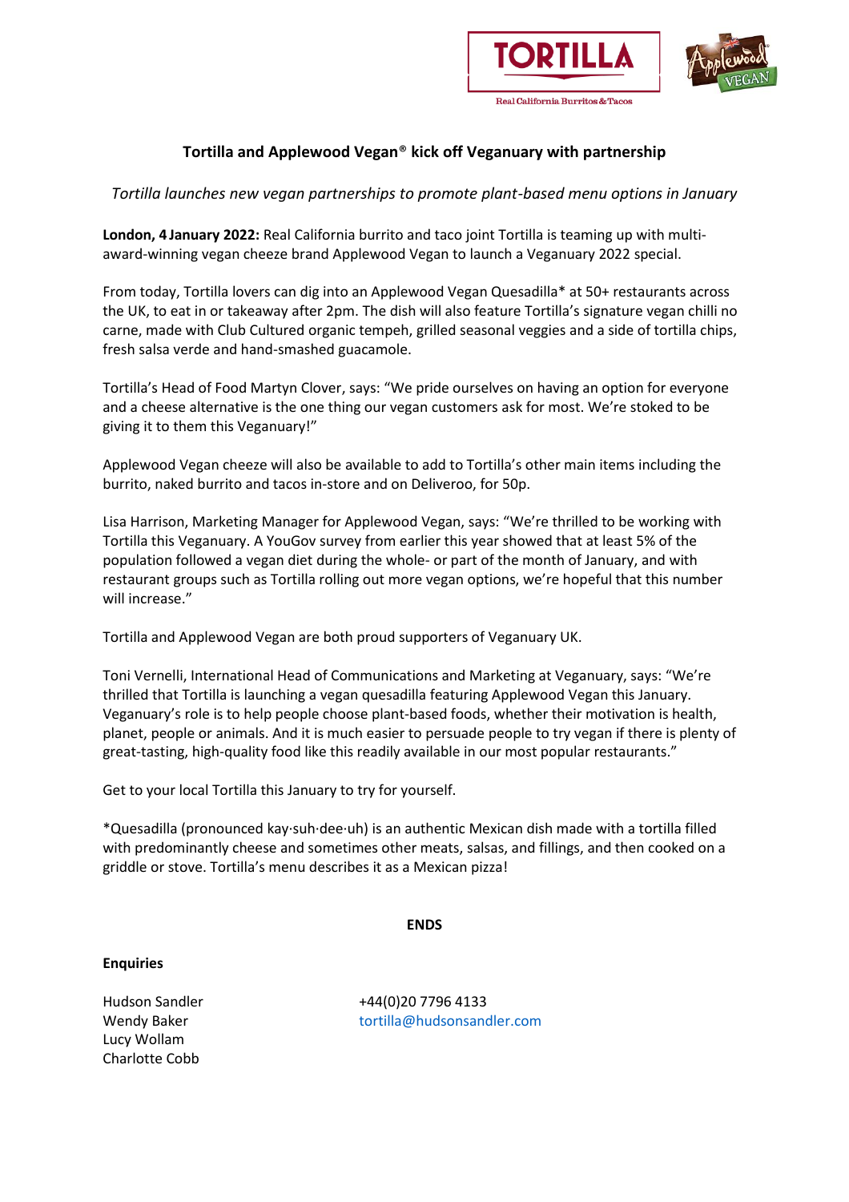## Tortilla and Applewood Vegan® kick off Veganuary with partnership

*Tortilla launches new vegan partnerships to promote plant-based menu options in January*

**London, 4 January 2022:** Real California burrito and taco joint Tortilla is teaming up with multi-award-winning vegan cheeze brand Applewood Vegan to launch a Veganuary 2022 special.

From today, Tortilla lovers can dig into an Applewood Vegan Quesadilla* at 50+ restaurants across the UK, to eat in or takeaway after 2pm. The dish will also feature Tortilla's signature vegan chilli no carne, made with Club Cultured organic tempeh, grilled seasonal veggies and a side of tortilla chips, fresh salsa verde and hand-smashed guacamole.

Tortilla's Head of Food Martyn Clover, says: "We pride ourselves on having an option for everyone and a cheese alternative is the one thing our vegan customers ask for most. We're stoked to be giving it to them this Veganuary!"

Applewood Vegan cheeze will also be available to add to Tortilla's other main items including the burrito, naked burrito and tacos in-store and on Deliveroo, for 50p.

Lisa Harrison, Marketing Manager for Applewood Vegan, says: "We're thrilled to be working with Tortilla this Veganuary. A YouGov survey from earlier this year showed that at least 5% of the population followed a vegan diet during the whole- or part of the month of January, and with restaurant groups such as Tortilla rolling out more vegan options, we're hopeful that this number will increase."

Tortilla and Applewood Vegan are both proud supporters of Veganuary UK.

Toni Vernelli, International Head of Communications and Marketing at Veganuary, says: "We're thrilled that Tortilla is launching a vegan quesadilla featuring Applewood Vegan this January. Veganuary's role is to help people choose plant-based foods, whether their motivation is health, planet, people or animals. And it is much easier to persuade people to try vegan if there is plenty of great-tasting, high-quality food like this readily available in our most popular restaurants."

Get to your local Tortilla this January to try for yourself.

*Quesadilla (pronounced kay·suh·dee·uh) is an authentic Mexican dish made with a tortilla filled with predominantly cheese and sometimes other meats, salsas, and fillings, and then cooked on a griddle or stove. Tortilla's menu describes it as a Mexican pizza!

**ENDS**

**Enquiries**

Hudson Sandler — +44(0)20 7796 4133
Wendy Baker — tortilla@hudsonsandler.com
Lucy Wollam
Charlotte Cobb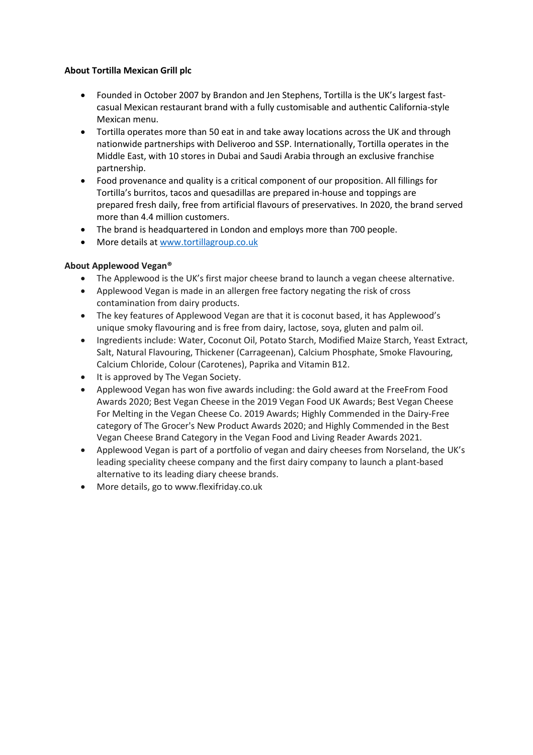**About Tortilla Mexican Grill plc**

- Founded in October 2007 by Brandon and Jen Stephens, Tortilla is the UK's largest fast-casual Mexican restaurant brand with a fully customisable and authentic California-style Mexican menu.
- Tortilla operates more than 50 eat in and take away locations across the UK and through nationwide partnerships with Deliveroo and SSP. Internationally, Tortilla operates in the Middle East, with 10 stores in Dubai and Saudi Arabia through an exclusive franchise partnership.
- Food provenance and quality is a critical component of our proposition. All fillings for Tortilla's burritos, tacos and quesadillas are prepared in-house and toppings are prepared fresh daily, free from artificial flavours of preservatives. In 2020, the brand served more than 4.4 million customers.
- The brand is headquartered in London and employs more than 700 people.
- More details at [www.tortillagroup.co.uk](http://www.tortillagroup.co.uk)

**About Applewood Vegan®**

- The Applewood is the UK's first major cheese brand to launch a vegan cheese alternative.
- Applewood Vegan is made in an allergen free factory negating the risk of cross contamination from dairy products.
- The key features of Applewood Vegan are that it is coconut based, it has Applewood's unique smoky flavouring and is free from dairy, lactose, soya, gluten and palm oil.
- Ingredients include: Water, Coconut Oil, Potato Starch, Modified Maize Starch, Yeast Extract, Salt, Natural Flavouring, Thickener (Carrageenan), Calcium Phosphate, Smoke Flavouring, Calcium Chloride, Colour (Carotenes), Paprika and Vitamin B12.
- It is approved by The Vegan Society.
- Applewood Vegan has won five awards including: the Gold award at the FreeFrom Food Awards 2020; Best Vegan Cheese in the 2019 Vegan Food UK Awards; Best Vegan Cheese For Melting in the Vegan Cheese Co. 2019 Awards; Highly Commended in the Dairy-Free category of The Grocer's New Product Awards 2020; and Highly Commended in the Best Vegan Cheese Brand Category in the Vegan Food and Living Reader Awards 2021.
- Applewood Vegan is part of a portfolio of vegan and dairy cheeses from Norseland, the UK's leading speciality cheese company and the first dairy company to launch a plant-based alternative to its leading diary cheese brands.
- More details, go to www.flexifriday.co.uk